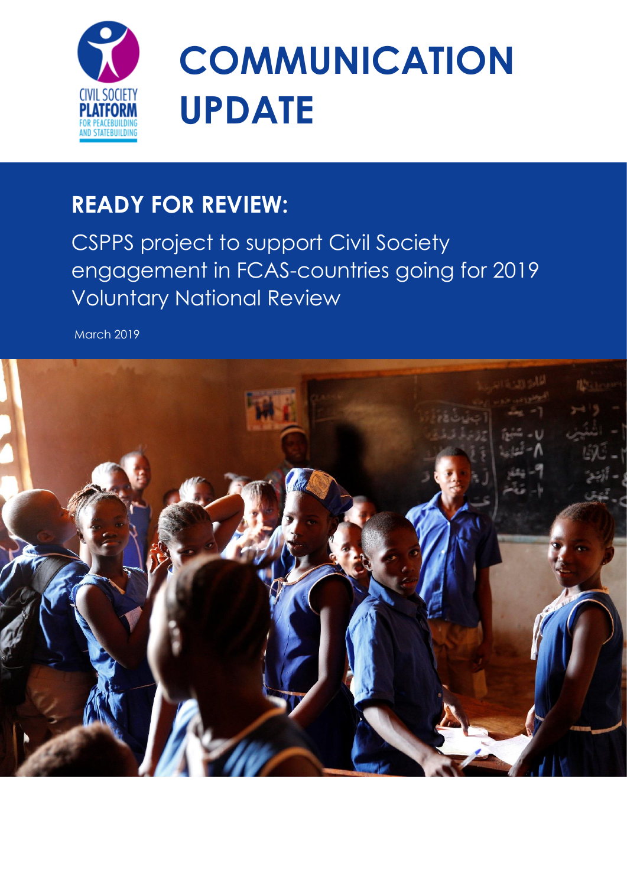CIVIL SOCIETY PLATFORM FOR PEACEBUILDING AND STATEBUILDING

# COMMUNICATION UPDATE

## READY FOR REVIEW:

CSPPS project to support Civil Society engagement in FCAS-countries going for 2019 Voluntary National Review

March 2019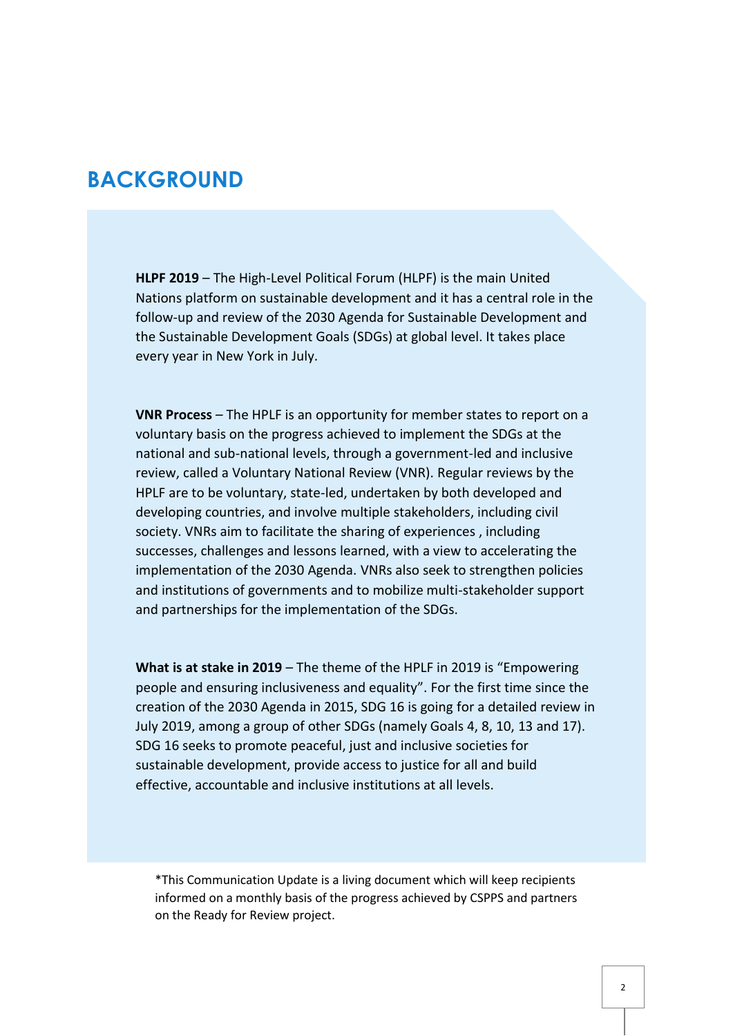# BACKGROUND

**HLPF 2019** – The High-Level Political Forum (HLPF) is the main United Nations platform on sustainable development and it has a central role in the follow-up and review of the 2030 Agenda for Sustainable Development and the Sustainable Development Goals (SDGs) at global level. It takes place every year in New York in July.

**VNR Process** – The HPLF is an opportunity for member states to report on a voluntary basis on the progress achieved to implement the SDGs at the national and sub-national levels, through a government-led and inclusive review, called a Voluntary National Review (VNR). Regular reviews by the HPLF are to be voluntary, state-led, undertaken by both developed and developing countries, and involve multiple stakeholders, including civil society. VNRs aim to facilitate the sharing of experiences , including successes, challenges and lessons learned, with a view to accelerating the implementation of the 2030 Agenda. VNRs also seek to strengthen policies and institutions of governments and to mobilize multi-stakeholder support and partnerships for the implementation of the SDGs.

**What is at stake in 2019** – The theme of the HPLF in 2019 is "Empowering people and ensuring inclusiveness and equality". For the first time since the creation of the 2030 Agenda in 2015, SDG 16 is going for a detailed review in July 2019, among a group of other SDGs (namely Goals 4, 8, 10, 13 and 17). SDG 16 seeks to promote peaceful, just and inclusive societies for sustainable development, provide access to justice for all and build effective, accountable and inclusive institutions at all levels.

*This Communication Update is a living document which will keep recipients informed on a monthly basis of the progress achieved by CSPPS and partners on the Ready for Review project.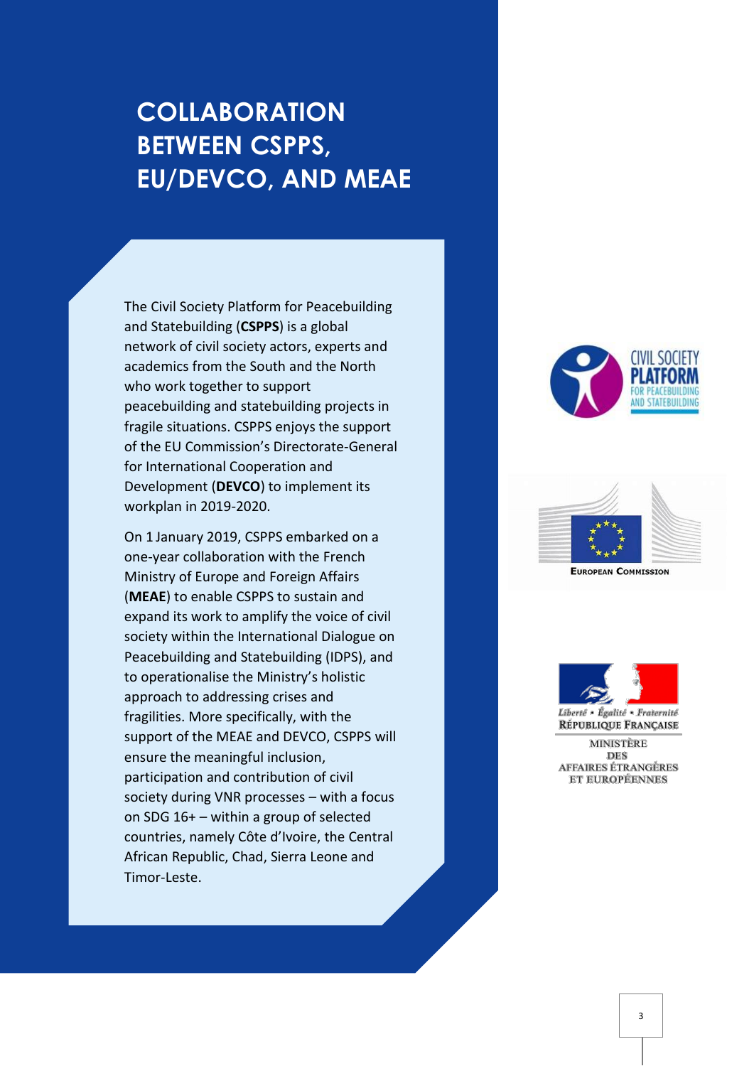# COLLABORATION BETWEEN CSPPS, EU/DEVCO, AND MEAE

The Civil Society Platform for Peacebuilding and Statebuilding (**CSPPS**) is a global network of civil society actors, experts and academics from the South and the North who work together to support peacebuilding and statebuilding projects in fragile situations. CSPPS enjoys the support of the EU Commission's Directorate-General for International Cooperation and Development (**DEVCO**) to implement its workplan in 2019-2020.

On 1 January 2019, CSPPS embarked on a one-year collaboration with the French Ministry of Europe and Foreign Affairs (**MEAE**) to enable CSPPS to sustain and expand its work to amplify the voice of civil society within the International Dialogue on Peacebuilding and Statebuilding (IDPS), and to operationalise the Ministry's holistic approach to addressing crises and fragilities. More specifically, with the support of the MEAE and DEVCO, CSPPS will ensure the meaningful inclusion, participation and contribution of civil society during VNR processes – with a focus on SDG 16+ – within a group of selected countries, namely Côte d'Ivoire, the Central African Republic, Chad, Sierra Leone and Timor-Leste.

CIVIL SOCIETY PLATFORM FOR PEACEBUILDING AND STATEBUILDING

EUROPEAN COMMISSION

Liberté • Égalité • Fraternité
RÉPUBLIQUE FRANÇAISE
MINISTÈRE DES AFFAIRES ÉTRANGÈRES ET EUROPÉENNES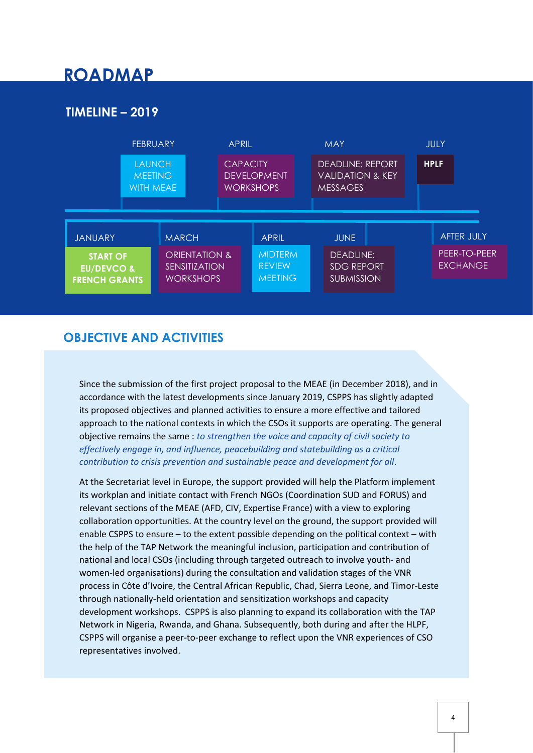# ROADMAP

## TIMELINE – 2019

| Month | Activity |
|---|---|
| JANUARY | **START OF EU/DEVCO & FRENCH GRANTS** |
| FEBRUARY | LAUNCH MEETING WITH MEAE |
| MARCH | ORIENTATION & SENSITIZATION WORKSHOPS |
| APRIL | CAPACITY DEVELOPMENT WORKSHOPS |
| APRIL | MIDTERM REVIEW MEETING |
| MAY | DEADLINE: REPORT VALIDATION & KEY MESSAGES |
| JUNE | DEADLINE: SDG REPORT SUBMISSION |
| JULY | **HPLF** |
| AFTER JULY | PEER-TO-PEER EXCHANGE |

## OBJECTIVE AND ACTIVITIES

Since the submission of the first project proposal to the MEAE (in December 2018), and in accordance with the latest developments since January 2019, CSPPS has slightly adapted its proposed objectives and planned activities to ensure a more effective and tailored approach to the national contexts in which the CSOs it supports are operating. The general objective remains the same : *to strengthen the voice and capacity of civil society to effectively engage in, and influence, peacebuilding and statebuilding as a critical contribution to crisis prevention and sustainable peace and development for all*.

At the Secretariat level in Europe, the support provided will help the Platform implement its workplan and initiate contact with French NGOs (Coordination SUD and FORUS) and relevant sections of the MEAE (AFD, CIV, Expertise France) with a view to exploring collaboration opportunities. At the country level on the ground, the support provided will enable CSPPS to ensure – to the extent possible depending on the political context – with the help of the TAP Network the meaningful inclusion, participation and contribution of national and local CSOs (including through targeted outreach to involve youth- and women-led organisations) during the consultation and validation stages of the VNR process in Côte d'Ivoire, the Central African Republic, Chad, Sierra Leone, and Timor-Leste through nationally-held orientation and sensitization workshops and capacity development workshops. CSPPS is also planning to expand its collaboration with the TAP Network in Nigeria, Rwanda, and Ghana. Subsequently, both during and after the HLPF, CSPPS will organise a peer-to-peer exchange to reflect upon the VNR experiences of CSO representatives involved.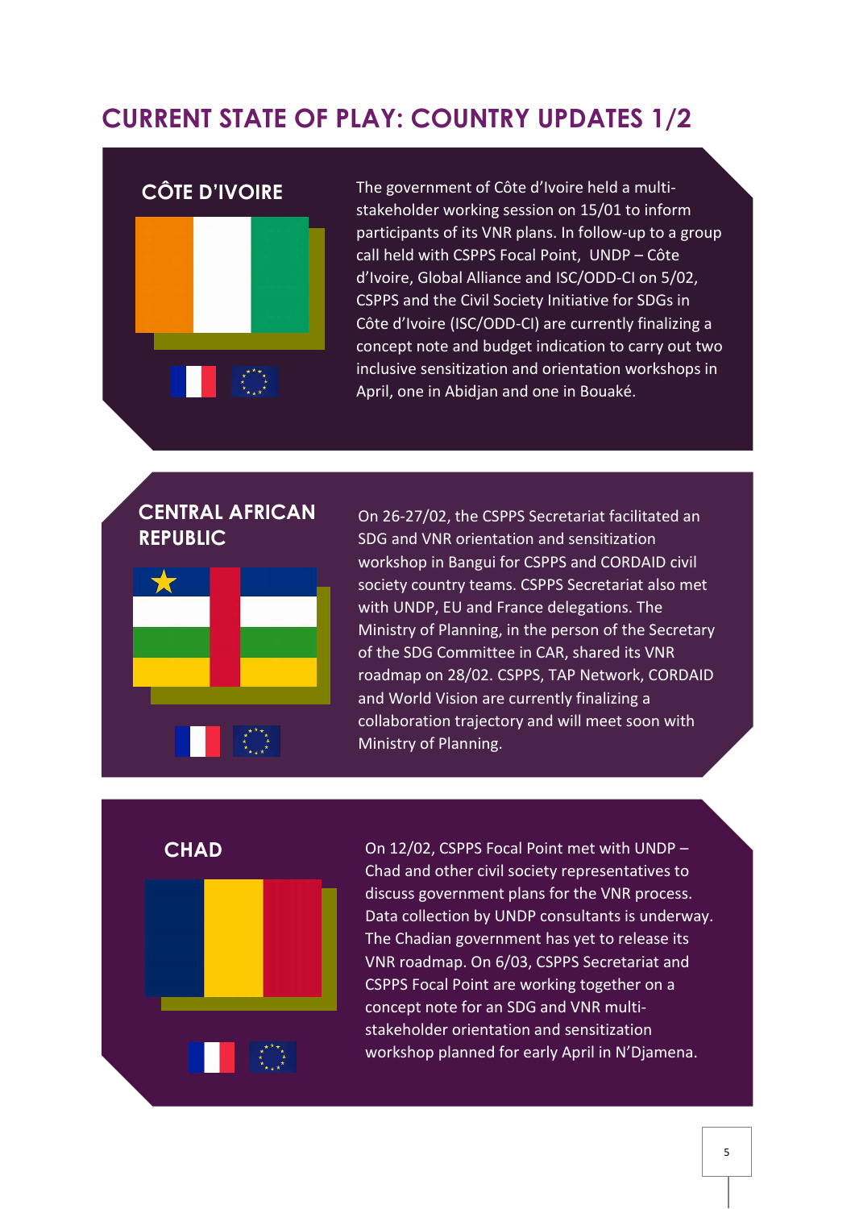# CURRENT STATE OF PLAY: COUNTRY UPDATES 1/2

## CÔTE D'IVOIRE

The government of Côte d'Ivoire held a multi-stakeholder working session on 15/01 to inform participants of its VNR plans. In follow-up to a group call held with CSPPS Focal Point, UNDP – Côte d'Ivoire, Global Alliance and ISC/ODD-CI on 5/02, CSPPS and the Civil Society Initiative for SDGs in Côte d'Ivoire (ISC/ODD-CI) are currently finalizing a concept note and budget indication to carry out two inclusive sensitization and orientation workshops in April, one in Abidjan and one in Bouaké.

## CENTRAL AFRICAN REPUBLIC

On 26-27/02, the CSPPS Secretariat facilitated an SDG and VNR orientation and sensitization workshop in Bangui for CSPPS and CORDAID civil society country teams. CSPPS Secretariat also met with UNDP, EU and France delegations. The Ministry of Planning, in the person of the Secretary of the SDG Committee in CAR, shared its VNR roadmap on 28/02. CSPPS, TAP Network, CORDAID and World Vision are currently finalizing a collaboration trajectory and will meet soon with Ministry of Planning.

## CHAD

On 12/02, CSPPS Focal Point met with UNDP – Chad and other civil society representatives to discuss government plans for the VNR process. Data collection by UNDP consultants is underway. The Chadian government has yet to release its VNR roadmap. On 6/03, CSPPS Secretariat and CSPPS Focal Point are working together on a concept note for an SDG and VNR multi-stakeholder orientation and sensitization workshop planned for early April in N'Djamena.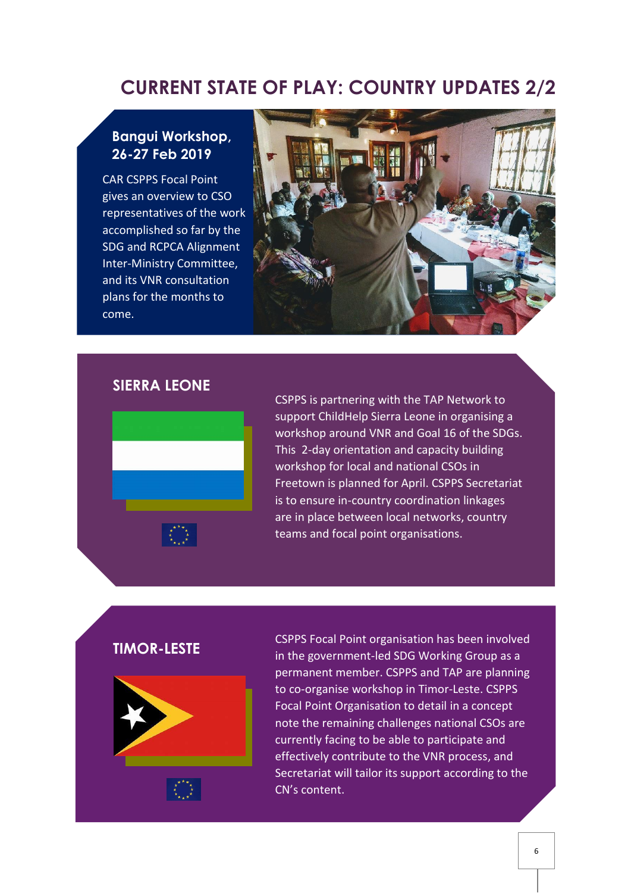# CURRENT STATE OF PLAY: COUNTRY UPDATES 2/2

## Bangui Workshop, 26-27 Feb 2019

CAR CSPPS Focal Point gives an overview to CSO representatives of the work accomplished so far by the SDG and RCPCA Alignment Inter-Ministry Committee, and its VNR consultation plans for the months to come.

## SIERRA LEONE

CSPPS is partnering with the TAP Network to support ChildHelp Sierra Leone in organising a workshop around VNR and Goal 16 of the SDGs. This 2-day orientation and capacity building workshop for local and national CSOs in Freetown is planned for April. CSPPS Secretariat is to ensure in-country coordination linkages are in place between local networks, country teams and focal point organisations.

## TIMOR-LESTE

CSPPS Focal Point organisation has been involved in the government-led SDG Working Group as a permanent member. CSPPS and TAP are planning to co-organise workshop in Timor-Leste. CSPPS Focal Point Organisation to detail in a concept note the remaining challenges national CSOs are currently facing to be able to participate and effectively contribute to the VNR process, and Secretariat will tailor its support according to the CN's content.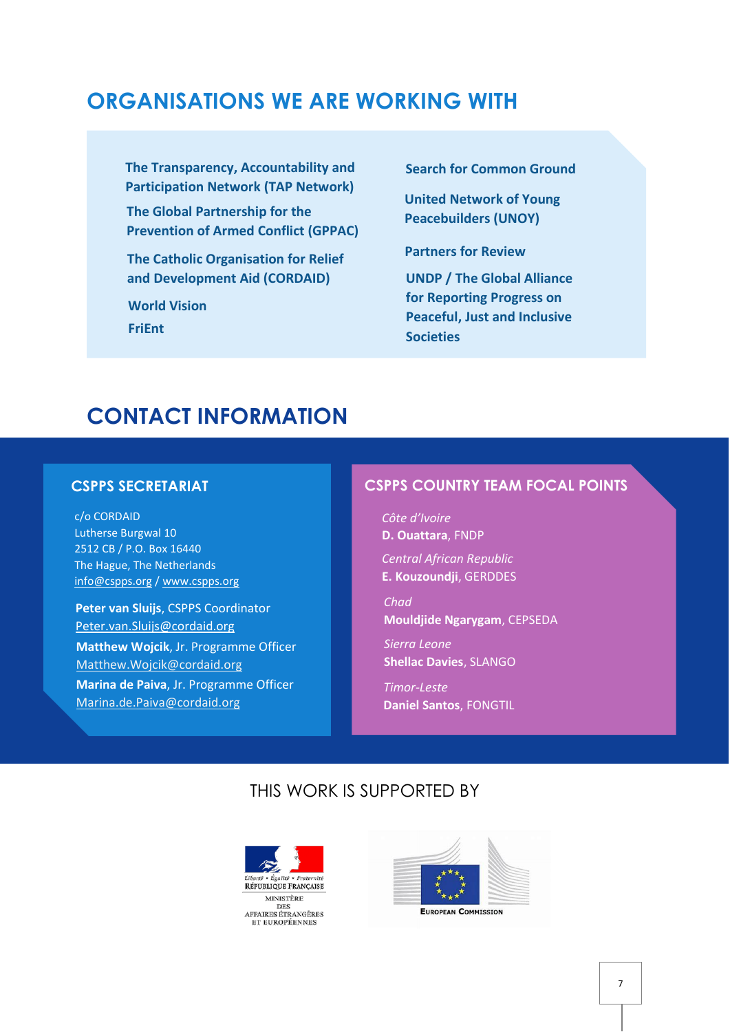## ORGANISATIONS WE ARE WORKING WITH

- The Transparency, Accountability and Participation Network (TAP Network)
- The Global Partnership for the Prevention of Armed Conflict (GPPAC)
- The Catholic Organisation for Relief and Development Aid (CORDAID)
- World Vision
- FriEnt
- Search for Common Ground
- United Network of Young Peacebuilders (UNOY)
- Partners for Review
- UNDP / The Global Alliance for Reporting Progress on Peaceful, Just and Inclusive Societies

## CONTACT INFORMATION

### CSPPS SECRETARIAT

c/o CORDAID
Lutherse Burgwal 10
2512 CB / P.O. Box 16440
The Hague, The Netherlands
info@cspps.org / www.cspps.org

**Peter van Sluijs**, CSPPS Coordinator
Peter.van.Sluijs@cordaid.org

**Matthew Wojcik**, Jr. Programme Officer
Matthew.Wojcik@cordaid.org

**Marina de Paiva**, Jr. Programme Officer
Marina.de.Paiva@cordaid.org

### CSPPS COUNTRY TEAM FOCAL POINTS

*Côte d'Ivoire*
**D. Ouattara**, FNDP

*Central African Republic*
**E. Kouzoundji**, GERDDES

*Chad*
**Mouldjide Ngarygam**, CEPSEDA

*Sierra Leone*
**Shellac Davies**, SLANGO

*Timor-Leste*
**Daniel Santos**, FONGTIL

THIS WORK IS SUPPORTED BY

Liberté • Égalité • Fraternité
RÉPUBLIQUE FRANÇAISE
MINISTÈRE DES AFFAIRES ÉTRANGÈRES ET EUROPÉENNES

EUROPEAN COMMISSION